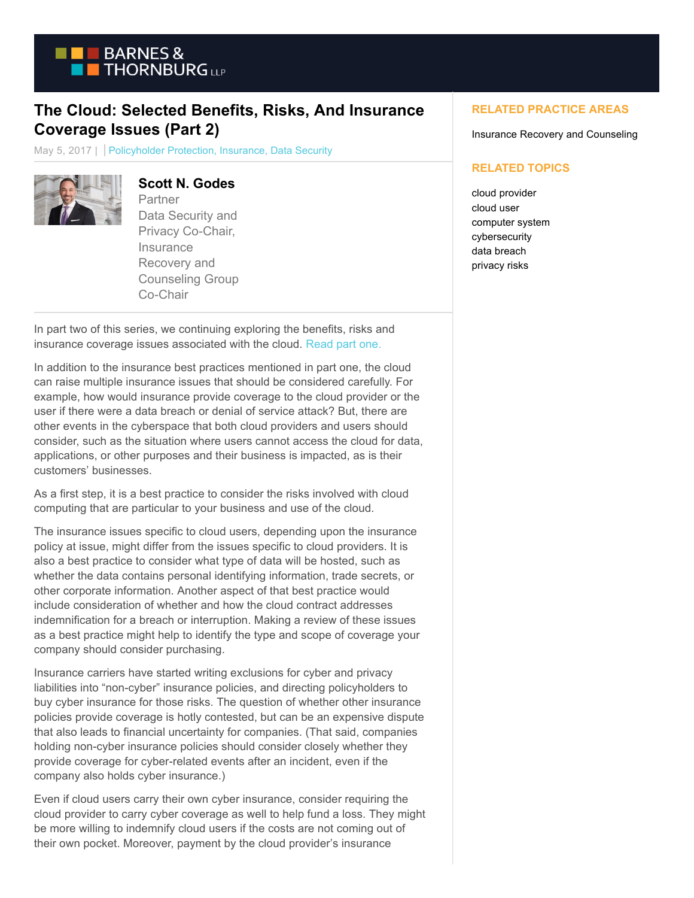# The Cloud: Selected Benefits, Risks, And Insurance Coverage Issues (Part 2)

May 5, 2017 | Policyholder Protection, Insurance, Data Security

**Scott N. Godes**
Partner
Data Security and Privacy Co-Chair, Insurance Recovery and Counseling Group Co-Chair

In part two of this series, we continuing exploring the benefits, risks and insurance coverage issues associated with the cloud. Read part one.

In addition to the insurance best practices mentioned in part one, the cloud can raise multiple insurance issues that should be considered carefully. For example, how would insurance provide coverage to the cloud provider or the user if there were a data breach or denial of service attack? But, there are other events in the cyberspace that both cloud providers and users should consider, such as the situation where users cannot access the cloud for data, applications, or other purposes and their business is impacted, as is their customers' businesses.

As a first step, it is a best practice to consider the risks involved with cloud computing that are particular to your business and use of the cloud.

The insurance issues specific to cloud users, depending upon the insurance policy at issue, might differ from the issues specific to cloud providers. It is also a best practice to consider what type of data will be hosted, such as whether the data contains personal identifying information, trade secrets, or other corporate information. Another aspect of that best practice would include consideration of whether and how the cloud contract addresses indemnification for a breach or interruption. Making a review of these issues as a best practice might help to identify the type and scope of coverage your company should consider purchasing.

Insurance carriers have started writing exclusions for cyber and privacy liabilities into "non-cyber" insurance policies, and directing policyholders to buy cyber insurance for those risks. The question of whether other insurance policies provide coverage is hotly contested, but can be an expensive dispute that also leads to financial uncertainty for companies. (That said, companies holding non-cyber insurance policies should consider closely whether they provide coverage for cyber-related events after an incident, even if the company also holds cyber insurance.)

Even if cloud users carry their own cyber insurance, consider requiring the cloud provider to carry cyber coverage as well to help fund a loss. They might be more willing to indemnify cloud users if the costs are not coming out of their own pocket. Moreover, payment by the cloud provider's insurance

## RELATED PRACTICE AREAS

Insurance Recovery and Counseling

## RELATED TOPICS

cloud provider
cloud user
computer system
cybersecurity
data breach
privacy risks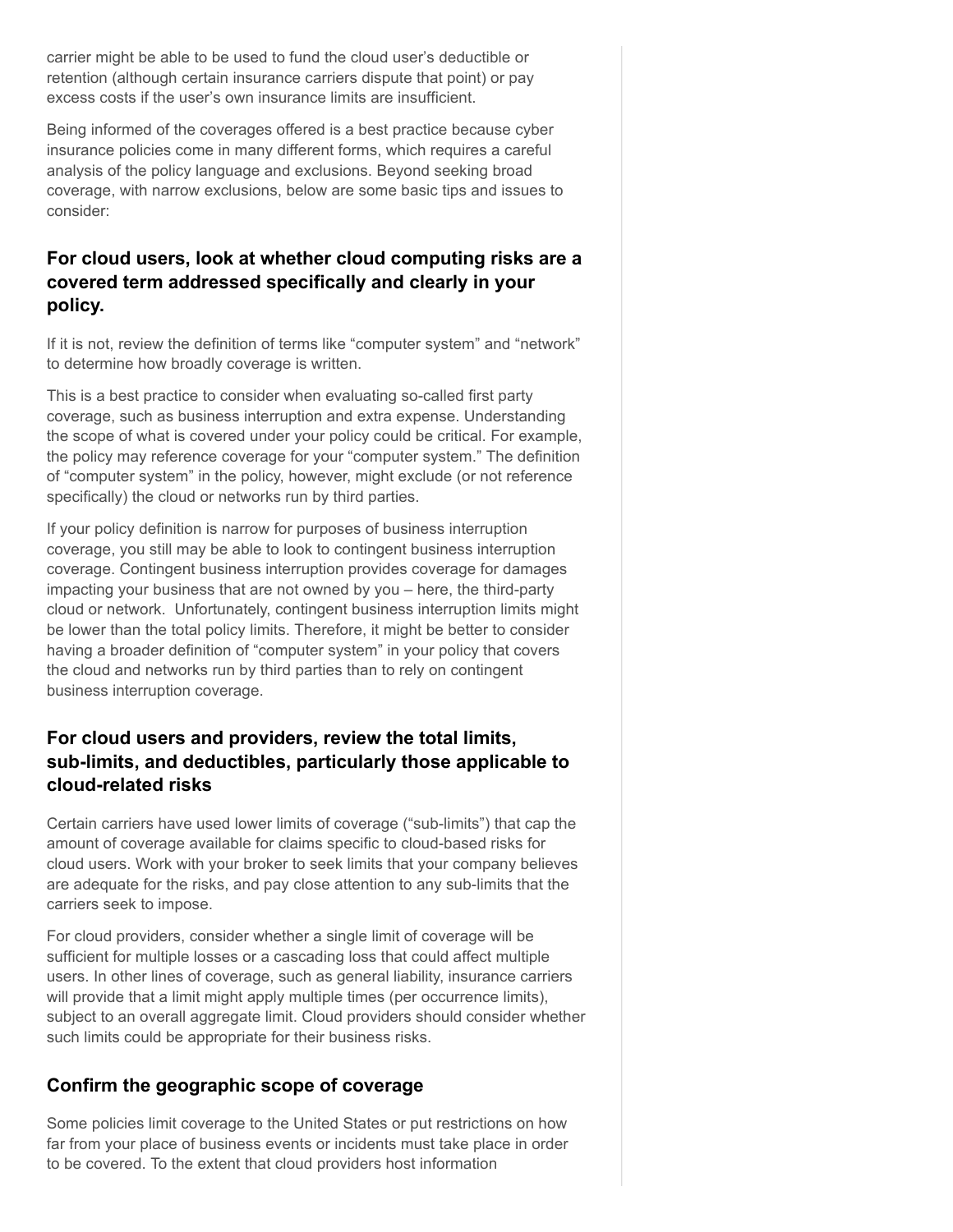carrier might be able to be used to fund the cloud user's deductible or retention (although certain insurance carriers dispute that point) or pay excess costs if the user's own insurance limits are insufficient.

Being informed of the coverages offered is a best practice because cyber insurance policies come in many different forms, which requires a careful analysis of the policy language and exclusions. Beyond seeking broad coverage, with narrow exclusions, below are some basic tips and issues to consider:

### For cloud users, look at whether cloud computing risks are a covered term addressed specifically and clearly in your policy.

If it is not, review the definition of terms like "computer system" and "network" to determine how broadly coverage is written.

This is a best practice to consider when evaluating so-called first party coverage, such as business interruption and extra expense. Understanding the scope of what is covered under your policy could be critical. For example, the policy may reference coverage for your "computer system." The definition of "computer system" in the policy, however, might exclude (or not reference specifically) the cloud or networks run by third parties.

If your policy definition is narrow for purposes of business interruption coverage, you still may be able to look to contingent business interruption coverage. Contingent business interruption provides coverage for damages impacting your business that are not owned by you – here, the third-party cloud or network. Unfortunately, contingent business interruption limits might be lower than the total policy limits. Therefore, it might be better to consider having a broader definition of "computer system" in your policy that covers the cloud and networks run by third parties than to rely on contingent business interruption coverage.

### For cloud users and providers, review the total limits, sub-limits, and deductibles, particularly those applicable to cloud-related risks

Certain carriers have used lower limits of coverage ("sub-limits") that cap the amount of coverage available for claims specific to cloud-based risks for cloud users. Work with your broker to seek limits that your company believes are adequate for the risks, and pay close attention to any sub-limits that the carriers seek to impose.

For cloud providers, consider whether a single limit of coverage will be sufficient for multiple losses or a cascading loss that could affect multiple users. In other lines of coverage, such as general liability, insurance carriers will provide that a limit might apply multiple times (per occurrence limits), subject to an overall aggregate limit. Cloud providers should consider whether such limits could be appropriate for their business risks.

### Confirm the geographic scope of coverage

Some policies limit coverage to the United States or put restrictions on how far from your place of business events or incidents must take place in order to be covered. To the extent that cloud providers host information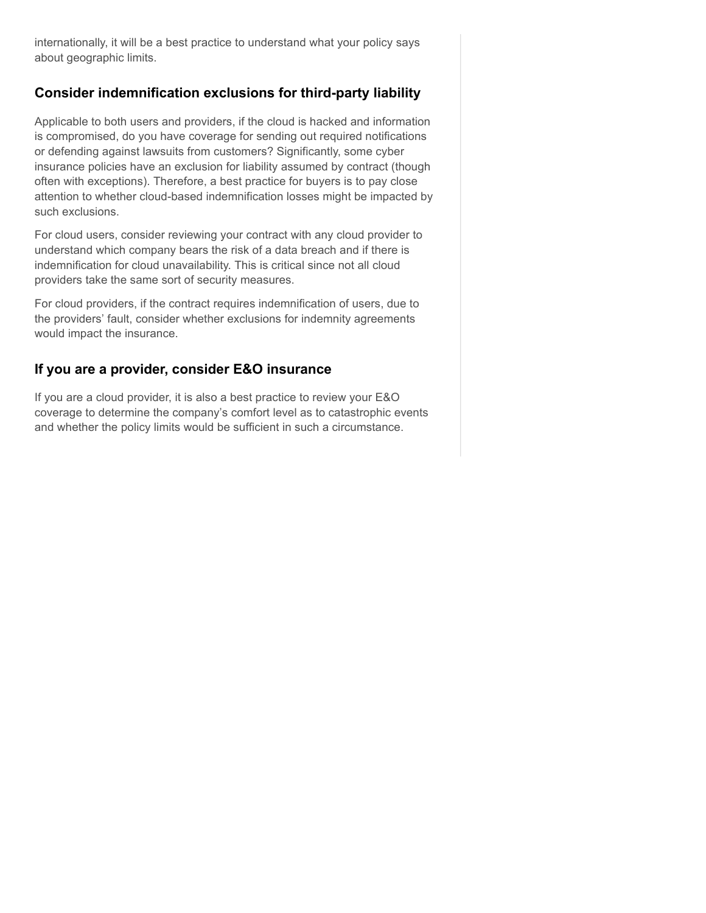internationally, it will be a best practice to understand what your policy says about geographic limits.

## Consider indemnification exclusions for third-party liability

Applicable to both users and providers, if the cloud is hacked and information is compromised, do you have coverage for sending out required notifications or defending against lawsuits from customers? Significantly, some cyber insurance policies have an exclusion for liability assumed by contract (though often with exceptions). Therefore, a best practice for buyers is to pay close attention to whether cloud-based indemnification losses might be impacted by such exclusions.

For cloud users, consider reviewing your contract with any cloud provider to understand which company bears the risk of a data breach and if there is indemnification for cloud unavailability. This is critical since not all cloud providers take the same sort of security measures.

For cloud providers, if the contract requires indemnification of users, due to the providers' fault, consider whether exclusions for indemnity agreements would impact the insurance.

## If you are a provider, consider E&O insurance

If you are a cloud provider, it is also a best practice to review your E&O coverage to determine the company's comfort level as to catastrophic events and whether the policy limits would be sufficient in such a circumstance.